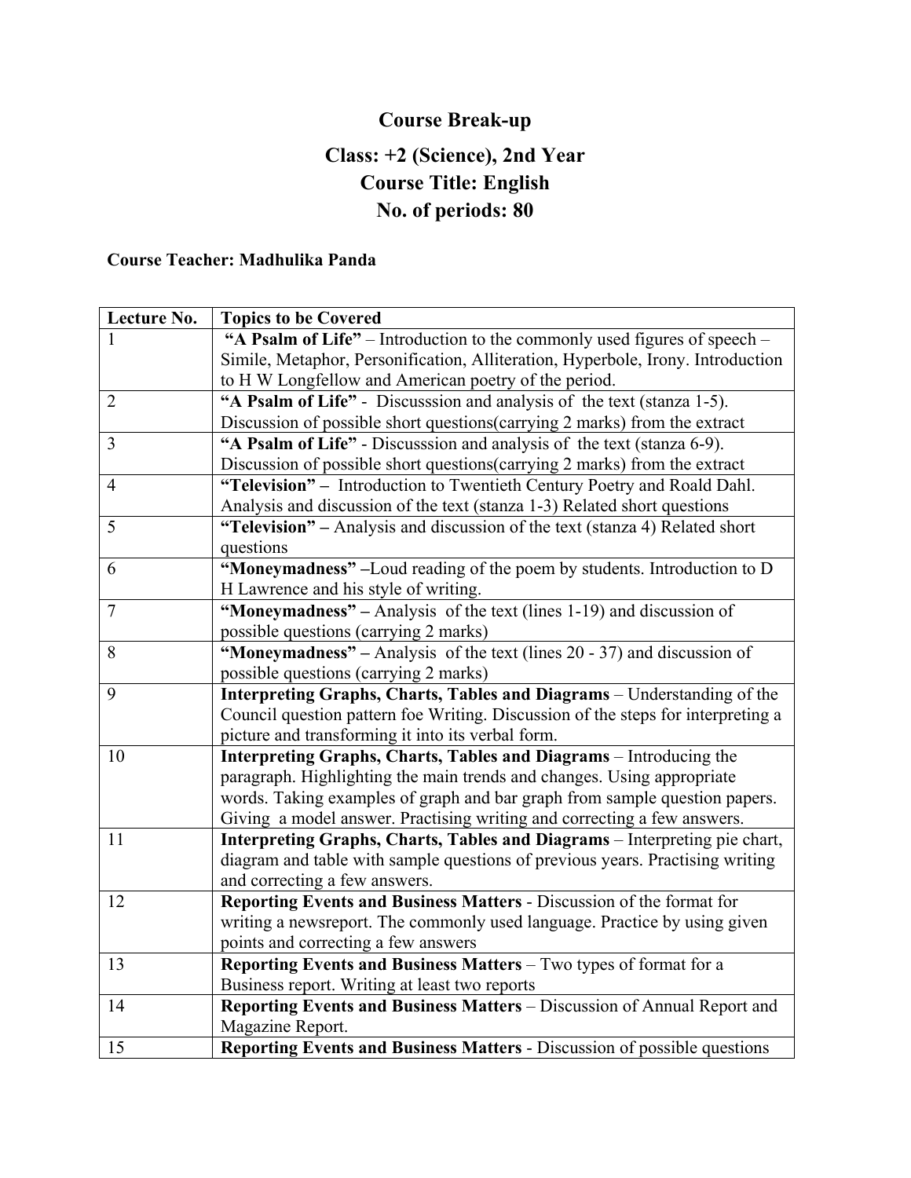# Course Break-up

## Class: +2 (Science), 2nd Year

## Course Title: English

## No. of periods: 80

**Course Teacher: Madhulika Panda**

| Lecture No. | Topics to be Covered |
|---|---|
| 1 | **"A Psalm of Life"** – Introduction to the commonly used figures of speech – Simile, Metaphor, Personification, Alliteration, Hyperbole, Irony. Introduction to H W Longfellow and American poetry of the period. |
| 2 | **"A Psalm of Life"** - Discusssion and analysis of the text (stanza 1-5). Discussion of possible short questions(carrying 2 marks) from the extract |
| 3 | **"A Psalm of Life"** - Discusssion and analysis of the text (stanza 6-9). Discussion of possible short questions(carrying 2 marks) from the extract |
| 4 | **"Television" –** Introduction to Twentieth Century Poetry and Roald Dahl. Analysis and discussion of the text (stanza 1-3) Related short questions |
| 5 | **"Television" –** Analysis and discussion of the text (stanza 4) Related short questions |
| 6 | **"Moneymadness" –**Loud reading of the poem by students. Introduction to D H Lawrence and his style of writing. |
| 7 | **"Moneymadness" –** Analysis of the text (lines 1-19) and discussion of possible questions (carrying 2 marks) |
| 8 | **"Moneymadness" –** Analysis of the text (lines 20 - 37) and discussion of possible questions (carrying 2 marks) |
| 9 | **Interpreting Graphs, Charts, Tables and Diagrams** – Understanding of the Council question pattern foe Writing. Discussion of the steps for interpreting a picture and transforming it into its verbal form. |
| 10 | **Interpreting Graphs, Charts, Tables and Diagrams** – Introducing the paragraph. Highlighting the main trends and changes. Using appropriate words. Taking examples of graph and bar graph from sample question papers. Giving a model answer. Practising writing and correcting a few answers. |
| 11 | **Interpreting Graphs, Charts, Tables and Diagrams** – Interpreting pie chart, diagram and table with sample questions of previous years. Practising writing and correcting a few answers. |
| 12 | **Reporting Events and Business Matters** - Discussion of the format for writing a newsreport. The commonly used language. Practice by using given points and correcting a few answers |
| 13 | **Reporting Events and Business Matters** – Two types of format for a Business report. Writing at least two reports |
| 14 | **Reporting Events and Business Matters** – Discussion of Annual Report and Magazine Report. |
| 15 | **Reporting Events and Business Matters** - Discussion of possible questions |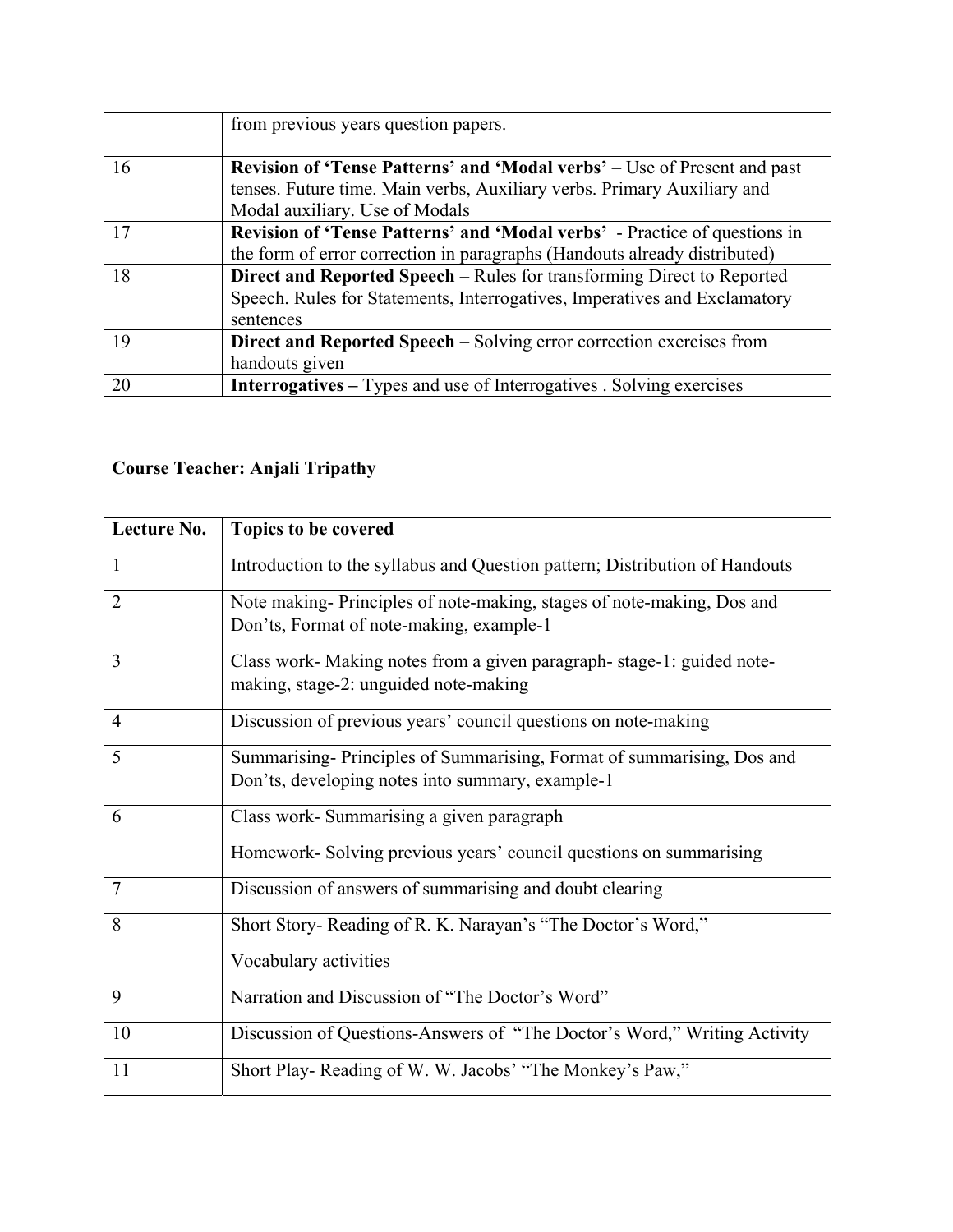|  | from previous years question papers. |
|---|---|
| 16 | **Revision of 'Tense Patterns' and 'Modal verbs'** – Use of Present and past tenses. Future time. Main verbs, Auxiliary verbs. Primary Auxiliary and Modal auxiliary. Use of Modals |
| 17 | **Revision of 'Tense Patterns' and 'Modal verbs'** - Practice of questions in the form of error correction in paragraphs (Handouts already distributed) |
| 18 | **Direct and Reported Speech** – Rules for transforming Direct to Reported Speech. Rules for Statements, Interrogatives, Imperatives and Exclamatory sentences |
| 19 | **Direct and Reported Speech** – Solving error correction exercises from handouts given |
| 20 | **Interrogatives –** Types and use of Interrogatives . Solving exercises |

**Course Teacher: Anjali Tripathy**

| **Lecture No.** | **Topics to be covered** |
|---|---|
| 1 | Introduction to the syllabus and Question pattern; Distribution of Handouts |
| 2 | Note making- Principles of note-making, stages of note-making, Dos and Don'ts, Format of note-making, example-1 |
| 3 | Class work- Making notes from a given paragraph- stage-1: guided note-making, stage-2: unguided note-making |
| 4 | Discussion of previous years' council questions on note-making |
| 5 | Summarising- Principles of Summarising, Format of summarising, Dos and Don'ts, developing notes into summary, example-1 |
| 6 | Class work- Summarising a given paragraph<br><br>Homework- Solving previous years' council questions on summarising |
| 7 | Discussion of answers of summarising and doubt clearing |
| 8 | Short Story- Reading of R. K. Narayan's "The Doctor's Word,"<br><br>Vocabulary activities |
| 9 | Narration and Discussion of "The Doctor's Word" |
| 10 | Discussion of Questions-Answers of "The Doctor's Word," Writing Activity |
| 11 | Short Play- Reading of W. W. Jacobs' "The Monkey's Paw," |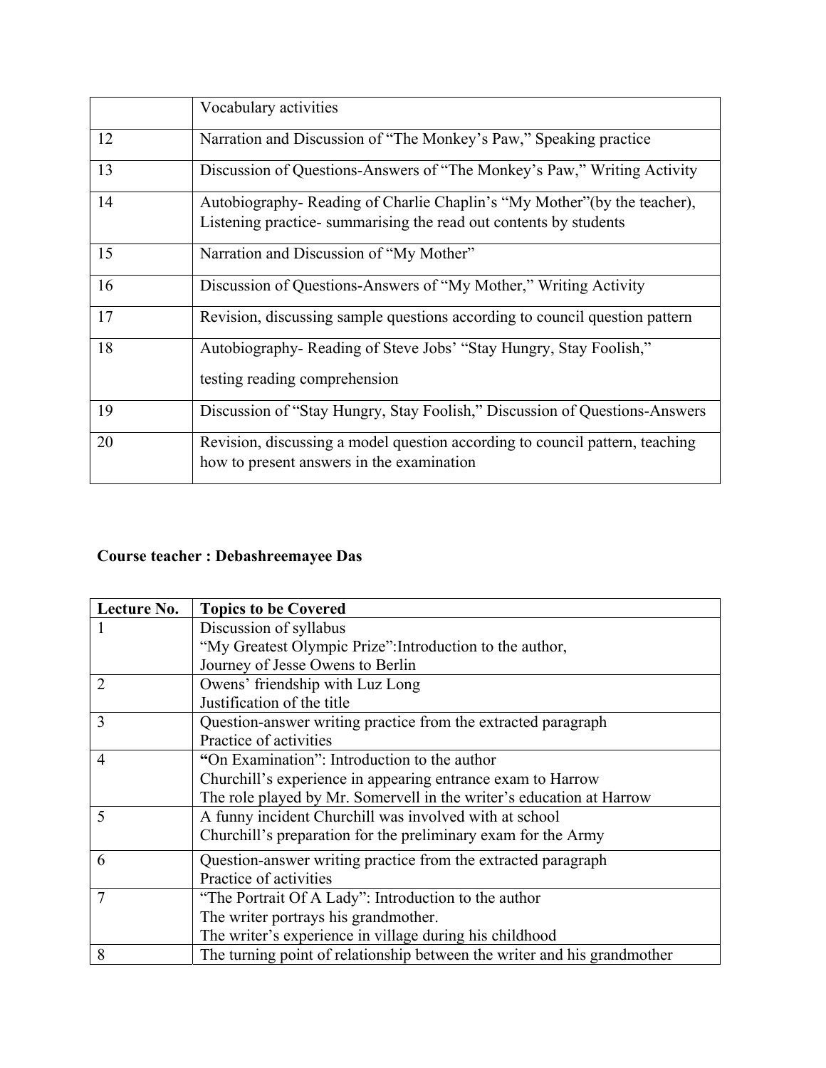| | |
|---|---|
| | Vocabulary activities |
| 12 | Narration and Discussion of "The Monkey's Paw," Speaking practice |
| 13 | Discussion of Questions-Answers of "The Monkey's Paw," Writing Activity |
| 14 | Autobiography- Reading of Charlie Chaplin's "My Mother"(by the teacher), Listening practice- summarising the read out contents by students |
| 15 | Narration and Discussion of "My Mother" |
| 16 | Discussion of Questions-Answers of "My Mother," Writing Activity |
| 17 | Revision, discussing sample questions according to council question pattern |
| 18 | Autobiography- Reading of Steve Jobs' "Stay Hungry, Stay Foolish," testing reading comprehension |
| 19 | Discussion of "Stay Hungry, Stay Foolish," Discussion of Questions-Answers |
| 20 | Revision, discussing a model question according to council pattern, teaching how to present answers in the examination |

**Course teacher : Debashreemayee Das**

| **Lecture No.** | **Topics to be Covered** |
|---|---|
| 1 | Discussion of syllabus<br>"My Greatest Olympic Prize":Introduction to the author,<br>Journey of Jesse Owens to Berlin |
| 2 | Owens' friendship with Luz Long<br>Justification of the title |
| 3 | Question-answer writing practice from the extracted paragraph<br>Practice of activities |
| 4 | "On Examination": Introduction to the author<br>Churchill's experience in appearing entrance exam to Harrow<br>The role played by Mr. Somervell in the writer's education at Harrow |
| 5 | A funny incident Churchill was involved with at school<br>Churchill's preparation for the preliminary exam for the Army |
| 6 | Question-answer writing practice from the extracted paragraph<br>Practice of activities |
| 7 | "The Portrait Of A Lady": Introduction to the author<br>The writer portrays his grandmother.<br>The writer's experience in village during his childhood |
| 8 | The turning point of relationship between the writer and his grandmother |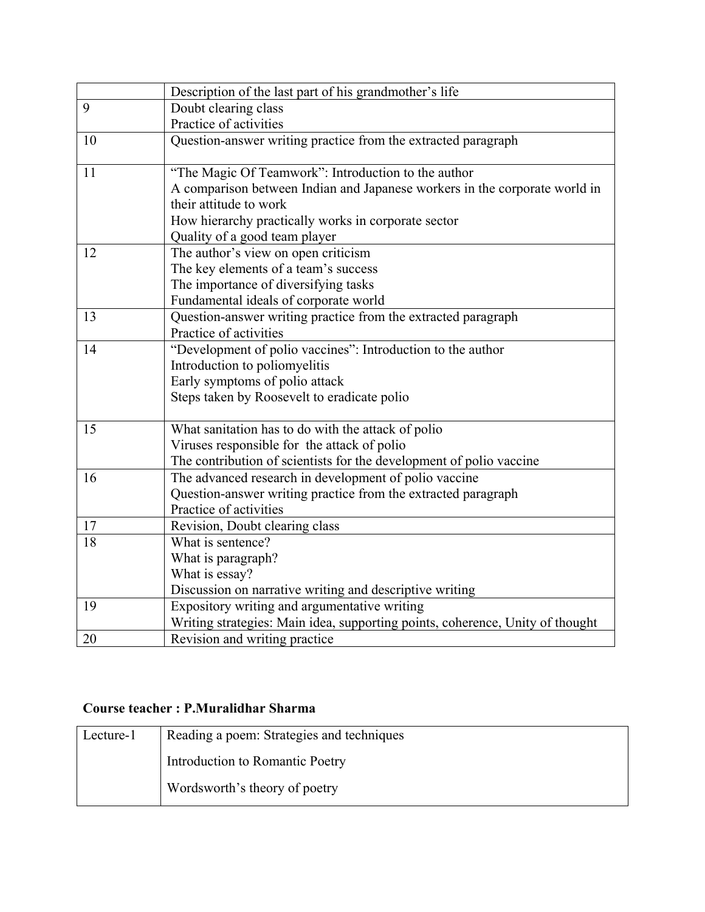| | |
|---|---|
| | Description of the last part of his grandmother's life |
| 9 | Doubt clearing class<br>Practice of activities |
| 10 | Question-answer writing practice from the extracted paragraph |
| 11 | "The Magic Of Teamwork": Introduction to the author<br>A comparison between Indian and Japanese workers in the corporate world in their attitude to work<br>How hierarchy practically works in corporate sector<br>Quality of a good team player |
| 12 | The author's view on open criticism<br>The key elements of a team's success<br>The importance of diversifying tasks<br>Fundamental ideals of corporate world |
| 13 | Question-answer writing practice from the extracted paragraph<br>Practice of activities |
| 14 | "Development of polio vaccines": Introduction to the author<br>Introduction to poliomyelitis<br>Early symptoms of polio attack<br>Steps taken by Roosevelt to eradicate polio |
| 15 | What sanitation has to do with the attack of polio<br>Viruses responsible for the attack of polio<br>The contribution of scientists for the development of polio vaccine |
| 16 | The advanced research in development of polio vaccine<br>Question-answer writing practice from the extracted paragraph<br>Practice of activities |
| 17 | Revision, Doubt clearing class |
| 18 | What is sentence?<br>What is paragraph?<br>What is essay?<br>Discussion on narrative writing and descriptive writing |
| 19 | Expository writing and argumentative writing<br>Writing strategies: Main idea, supporting points, coherence, Unity of thought |
| 20 | Revision and writing practice |

**Course teacher : P.Muralidhar Sharma**

| | |
|---|---|
| Lecture-1 | Reading a poem: Strategies and techniques<br>Introduction to Romantic Poetry<br>Wordsworth's theory of poetry |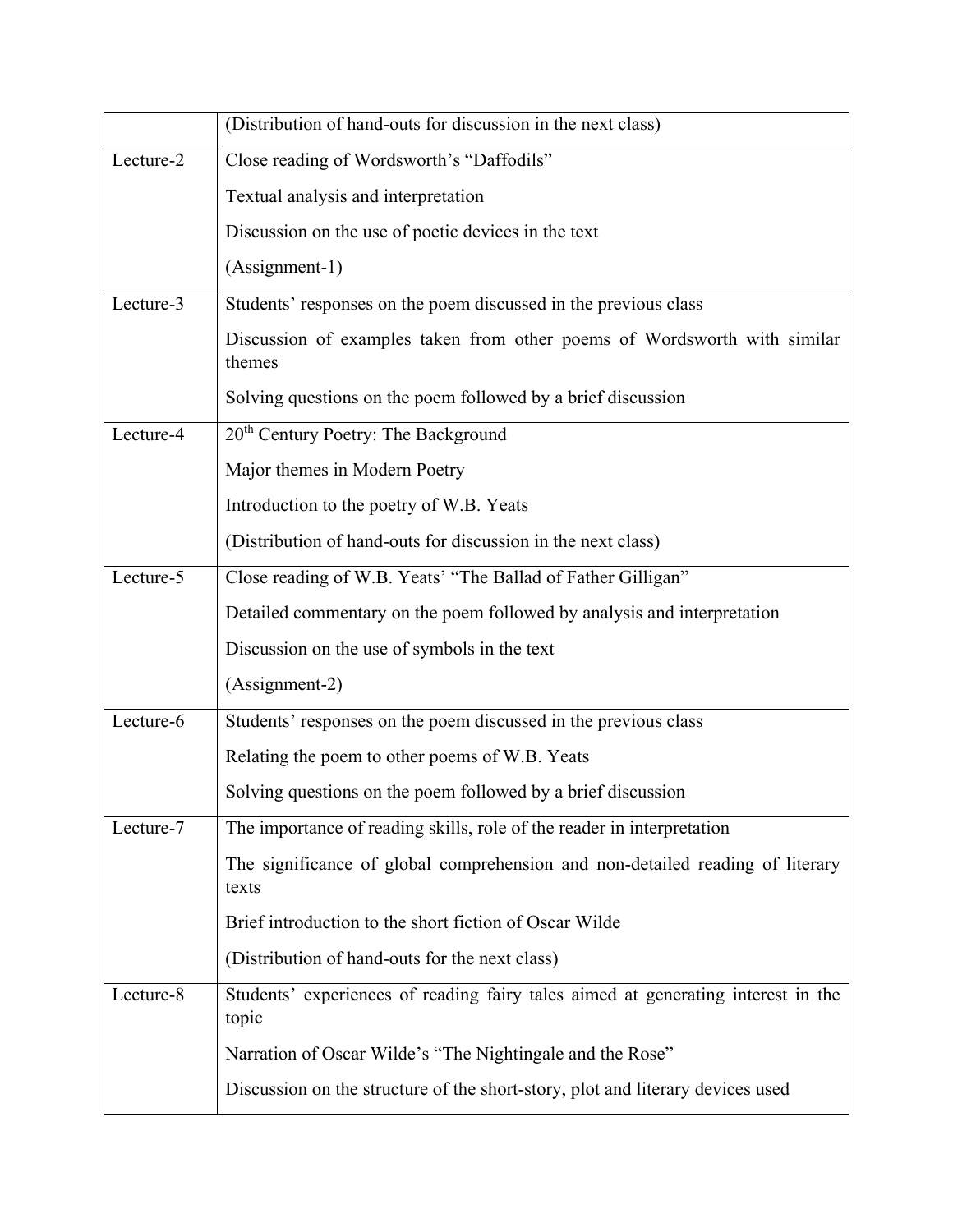| | |
|---|---|
| | (Distribution of hand-outs for discussion in the next class) |
| Lecture-2 | Close reading of Wordsworth's "Daffodils"<br><br>Textual analysis and interpretation<br><br>Discussion on the use of poetic devices in the text<br><br>(Assignment-1) |
| Lecture-3 | Students' responses on the poem discussed in the previous class<br><br>Discussion of examples taken from other poems of Wordsworth with similar themes<br><br>Solving questions on the poem followed by a brief discussion |
| Lecture-4 | 20th Century Poetry: The Background<br><br>Major themes in Modern Poetry<br><br>Introduction to the poetry of W.B. Yeats<br><br>(Distribution of hand-outs for discussion in the next class) |
| Lecture-5 | Close reading of W.B. Yeats' "The Ballad of Father Gilligan"<br><br>Detailed commentary on the poem followed by analysis and interpretation<br><br>Discussion on the use of symbols in the text<br><br>(Assignment-2) |
| Lecture-6 | Students' responses on the poem discussed in the previous class<br><br>Relating the poem to other poems of W.B. Yeats<br><br>Solving questions on the poem followed by a brief discussion |
| Lecture-7 | The importance of reading skills, role of the reader in interpretation<br><br>The significance of global comprehension and non-detailed reading of literary texts<br><br>Brief introduction to the short fiction of Oscar Wilde<br><br>(Distribution of hand-outs for the next class) |
| Lecture-8 | Students' experiences of reading fairy tales aimed at generating interest in the topic<br><br>Narration of Oscar Wilde's "The Nightingale and the Rose"<br><br>Discussion on the structure of the short-story, plot and literary devices used |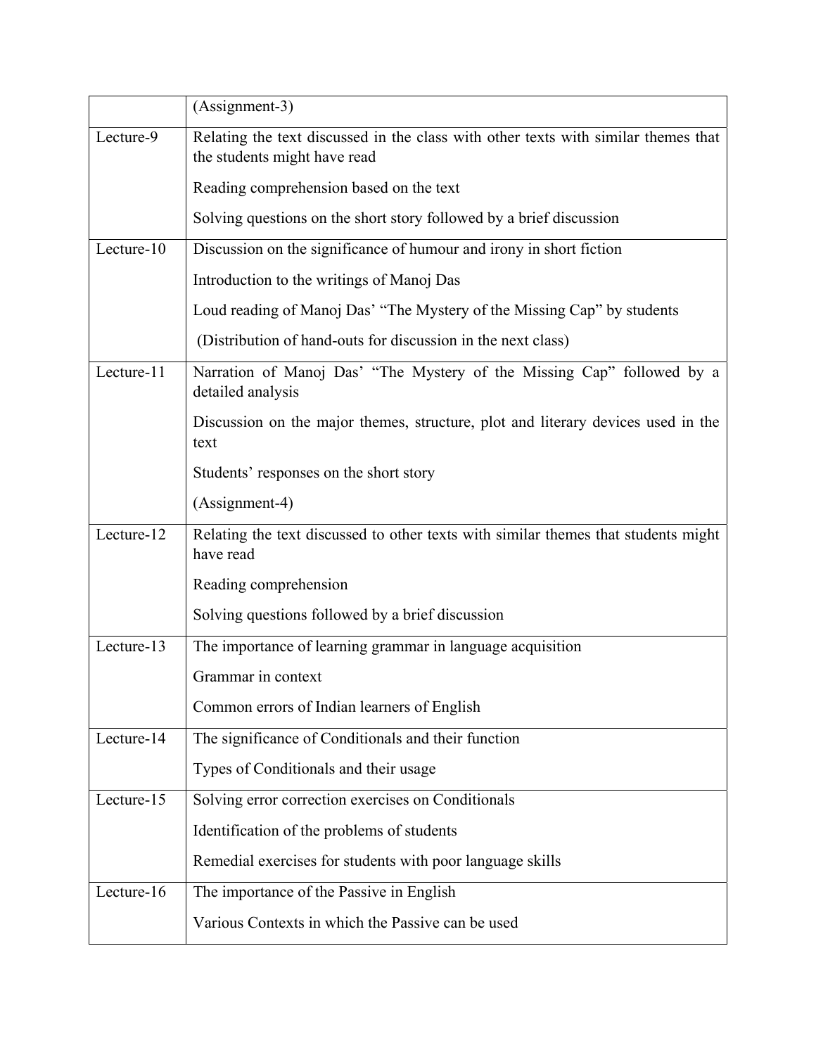| | |
|---|---|
| | (Assignment-3) |
| Lecture-9 | Relating the text discussed in the class with other texts with similar themes that the students might have read<br><br>Reading comprehension based on the text<br><br>Solving questions on the short story followed by a brief discussion |
| Lecture-10 | Discussion on the significance of humour and irony in short fiction<br><br>Introduction to the writings of Manoj Das<br><br>Loud reading of Manoj Das' "The Mystery of the Missing Cap" by students<br><br>(Distribution of hand-outs for discussion in the next class) |
| Lecture-11 | Narration of Manoj Das' "The Mystery of the Missing Cap" followed by a detailed analysis<br><br>Discussion on the major themes, structure, plot and literary devices used in the text<br><br>Students' responses on the short story<br><br>(Assignment-4) |
| Lecture-12 | Relating the text discussed to other texts with similar themes that students might have read<br><br>Reading comprehension<br><br>Solving questions followed by a brief discussion |
| Lecture-13 | The importance of learning grammar in language acquisition<br><br>Grammar in context<br><br>Common errors of Indian learners of English |
| Lecture-14 | The significance of Conditionals and their function<br><br>Types of Conditionals and their usage |
| Lecture-15 | Solving error correction exercises on Conditionals<br><br>Identification of the problems of students<br><br>Remedial exercises for students with poor language skills |
| Lecture-16 | The importance of the Passive in English<br><br>Various Contexts in which the Passive can be used |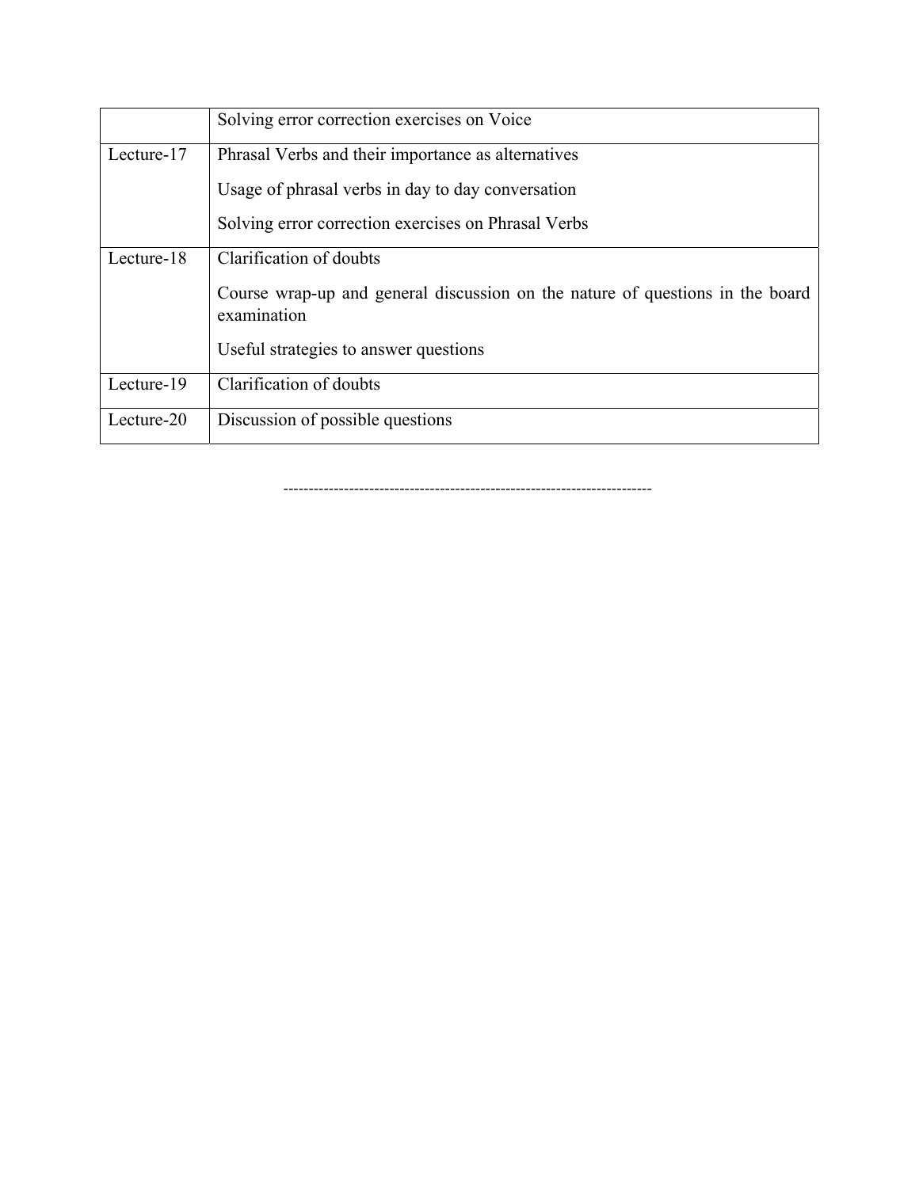| | |
|---|---|
| | Solving error correction exercises on Voice |
| Lecture-17 | Phrasal Verbs and their importance as alternatives<br><br>Usage of phrasal verbs in day to day conversation<br><br>Solving error correction exercises on Phrasal Verbs |
| Lecture-18 | Clarification of doubts<br><br>Course wrap-up and general discussion on the nature of questions in the board examination<br><br>Useful strategies to answer questions |
| Lecture-19 | Clarification of doubts |
| Lecture-20 | Discussion of possible questions |

------------------------------------------------------------------------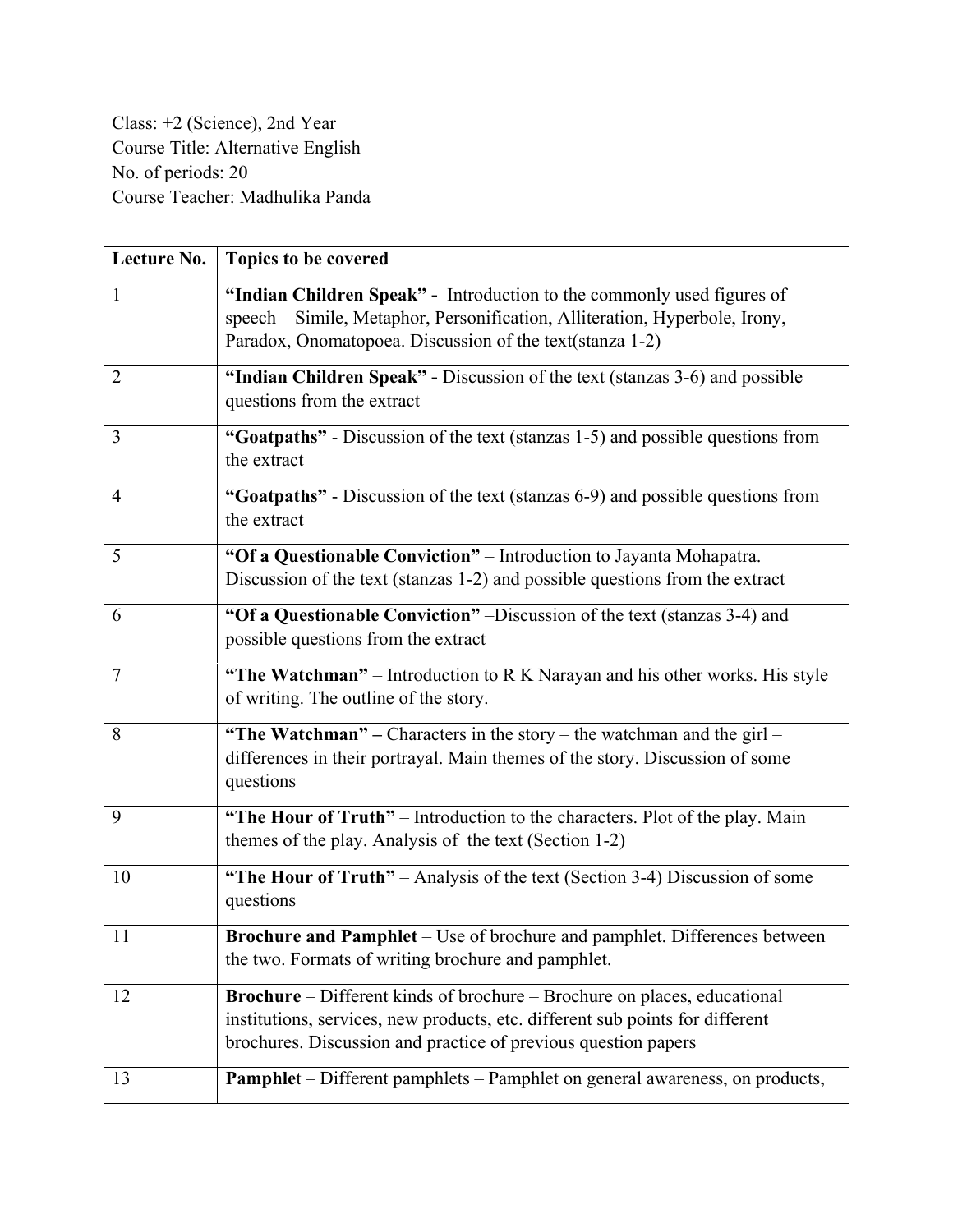Class: +2 (Science), 2nd Year
Course Title: Alternative English
No. of periods: 20
Course Teacher: Madhulika Panda

| Lecture No. | Topics to be covered |
|---|---|
| 1 | **"Indian Children Speak" -** Introduction to the commonly used figures of speech – Simile, Metaphor, Personification, Alliteration, Hyperbole, Irony, Paradox, Onomatopoea. Discussion of the text(stanza 1-2) |
| 2 | **"Indian Children Speak" -** Discussion of the text (stanzas 3-6) and possible questions from the extract |
| 3 | **"Goatpaths"** - Discussion of the text (stanzas 1-5) and possible questions from the extract |
| 4 | **"Goatpaths"** - Discussion of the text (stanzas 6-9) and possible questions from the extract |
| 5 | **"Of a Questionable Conviction"** – Introduction to Jayanta Mohapatra. Discussion of the text (stanzas 1-2) and possible questions from the extract |
| 6 | **"Of a Questionable Conviction"** –Discussion of the text (stanzas 3-4) and possible questions from the extract |
| 7 | **"The Watchman"** – Introduction to R K Narayan and his other works. His style of writing. The outline of the story. |
| 8 | **"The Watchman" –** Characters in the story – the watchman and the girl – differences in their portrayal. Main themes of the story. Discussion of some questions |
| 9 | **"The Hour of Truth"** – Introduction to the characters. Plot of the play. Main themes of the play. Analysis of the text (Section 1-2) |
| 10 | **"The Hour of Truth"** – Analysis of the text (Section 3-4) Discussion of some questions |
| 11 | **Brochure and Pamphlet** – Use of brochure and pamphlet. Differences between the two. Formats of writing brochure and pamphlet. |
| 12 | **Brochure** – Different kinds of brochure – Brochure on places, educational institutions, services, new products, etc. different sub points for different brochures. Discussion and practice of previous question papers |
| 13 | **Pamphlet** – Different pamphlets – Pamphlet on general awareness, on products, |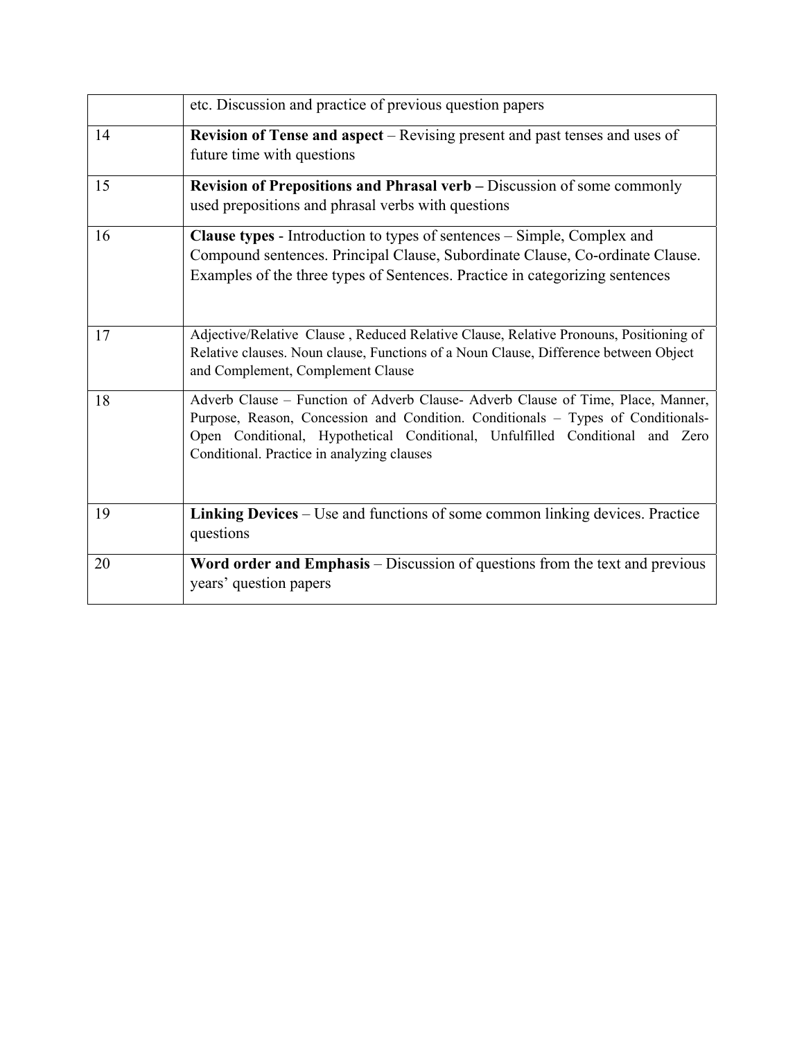| | |
|---|---|
| | etc. Discussion and practice of previous question papers |
| 14 | **Revision of Tense and aspect** – Revising present and past tenses and uses of future time with questions |
| 15 | **Revision of Prepositions and Phrasal verb –** Discussion of some commonly used prepositions and phrasal verbs with questions |
| 16 | **Clause types** - Introduction to types of sentences – Simple, Complex and Compound sentences. Principal Clause, Subordinate Clause, Co-ordinate Clause. Examples of the three types of Sentences. Practice in categorizing sentences |
| 17 | Adjective/Relative Clause , Reduced Relative Clause, Relative Pronouns, Positioning of Relative clauses. Noun clause, Functions of a Noun Clause, Difference between Object and Complement, Complement Clause |
| 18 | Adverb Clause – Function of Adverb Clause- Adverb Clause of Time, Place, Manner, Purpose, Reason, Concession and Condition. Conditionals – Types of Conditionals- Open Conditional, Hypothetical Conditional, Unfulfilled Conditional and Zero Conditional. Practice in analyzing clauses |
| 19 | **Linking Devices** – Use and functions of some common linking devices. Practice questions |
| 20 | **Word order and Emphasis** – Discussion of questions from the text and previous years' question papers |